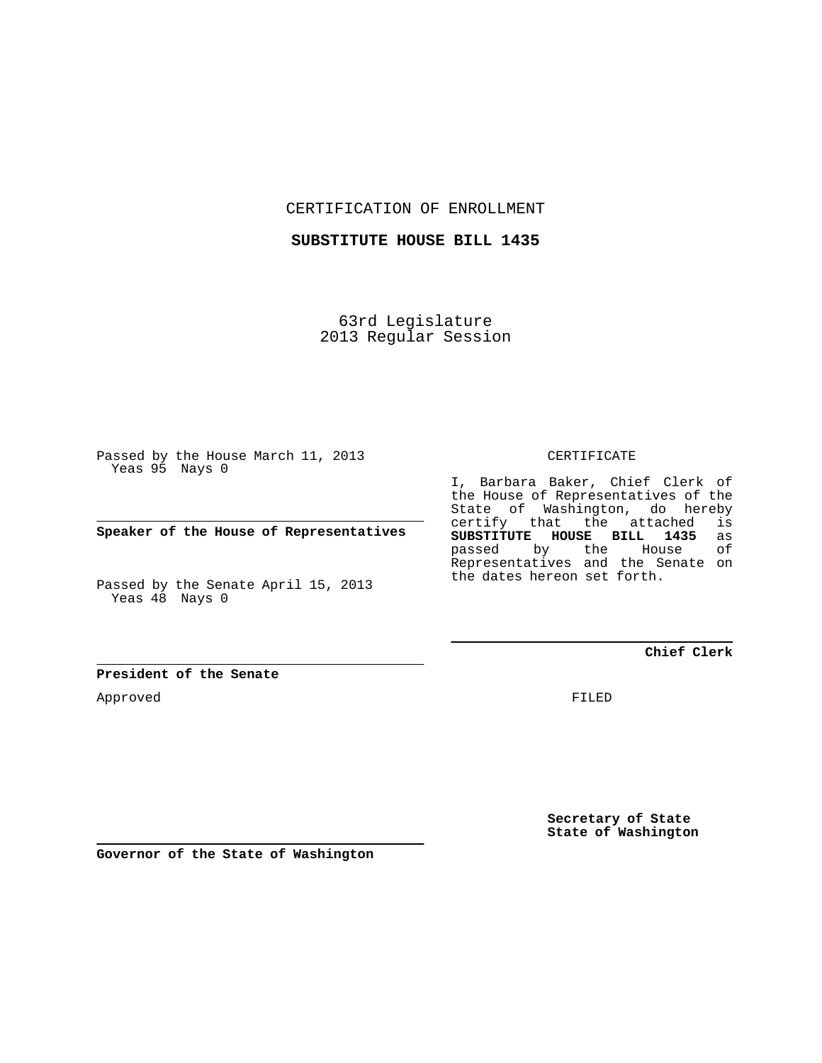CERTIFICATION OF ENROLLMENT

**SUBSTITUTE HOUSE BILL 1435**

63rd Legislature
2013 Regular Session

Passed by the House March 11, 2013
Yeas 95 Nays 0

**Speaker of the House of Representatives**

Passed by the Senate April 15, 2013
Yeas 48 Nays 0

**President of the Senate**

Approved

**Governor of the State of Washington**

CERTIFICATE

I, Barbara Baker, Chief Clerk of the House of Representatives of the State of Washington, do hereby certify that the attached is **SUBSTITUTE HOUSE BILL 1435** as passed by the House of Representatives and the Senate on the dates hereon set forth.

**Chief Clerk**

FILED

**Secretary of State**
**State of Washington**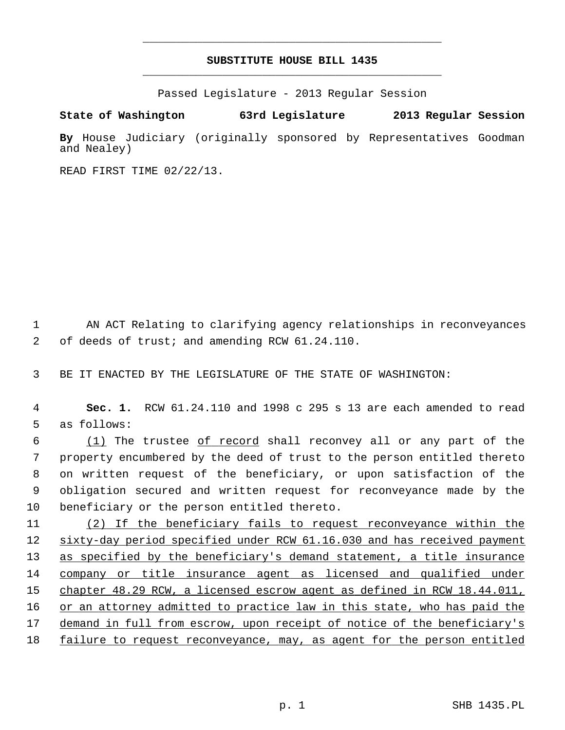# SUBSTITUTE HOUSE BILL 1435

Passed Legislature - 2013 Regular Session

**State of Washington 63rd Legislature 2013 Regular Session**

**By** House Judiciary (originally sponsored by Representatives Goodman and Nealey)

READ FIRST TIME 02/22/13.

AN ACT Relating to clarifying agency relationships in reconveyances of deeds of trust; and amending RCW 61.24.110.

BE IT ENACTED BY THE LEGISLATURE OF THE STATE OF WASHINGTON:

**Sec. 1.** RCW 61.24.110 and 1998 c 295 s 13 are each amended to read as follows:

(1) The trustee of record shall reconvey all or any part of the property encumbered by the deed of trust to the person entitled thereto on written request of the beneficiary, or upon satisfaction of the obligation secured and written request for reconveyance made by the beneficiary or the person entitled thereto.

(2) If the beneficiary fails to request reconveyance within the sixty-day period specified under RCW 61.16.030 and has received payment as specified by the beneficiary's demand statement, a title insurance company or title insurance agent as licensed and qualified under chapter 48.29 RCW, a licensed escrow agent as defined in RCW 18.44.011, or an attorney admitted to practice law in this state, who has paid the demand in full from escrow, upon receipt of notice of the beneficiary's failure to request reconveyance, may, as agent for the person entitled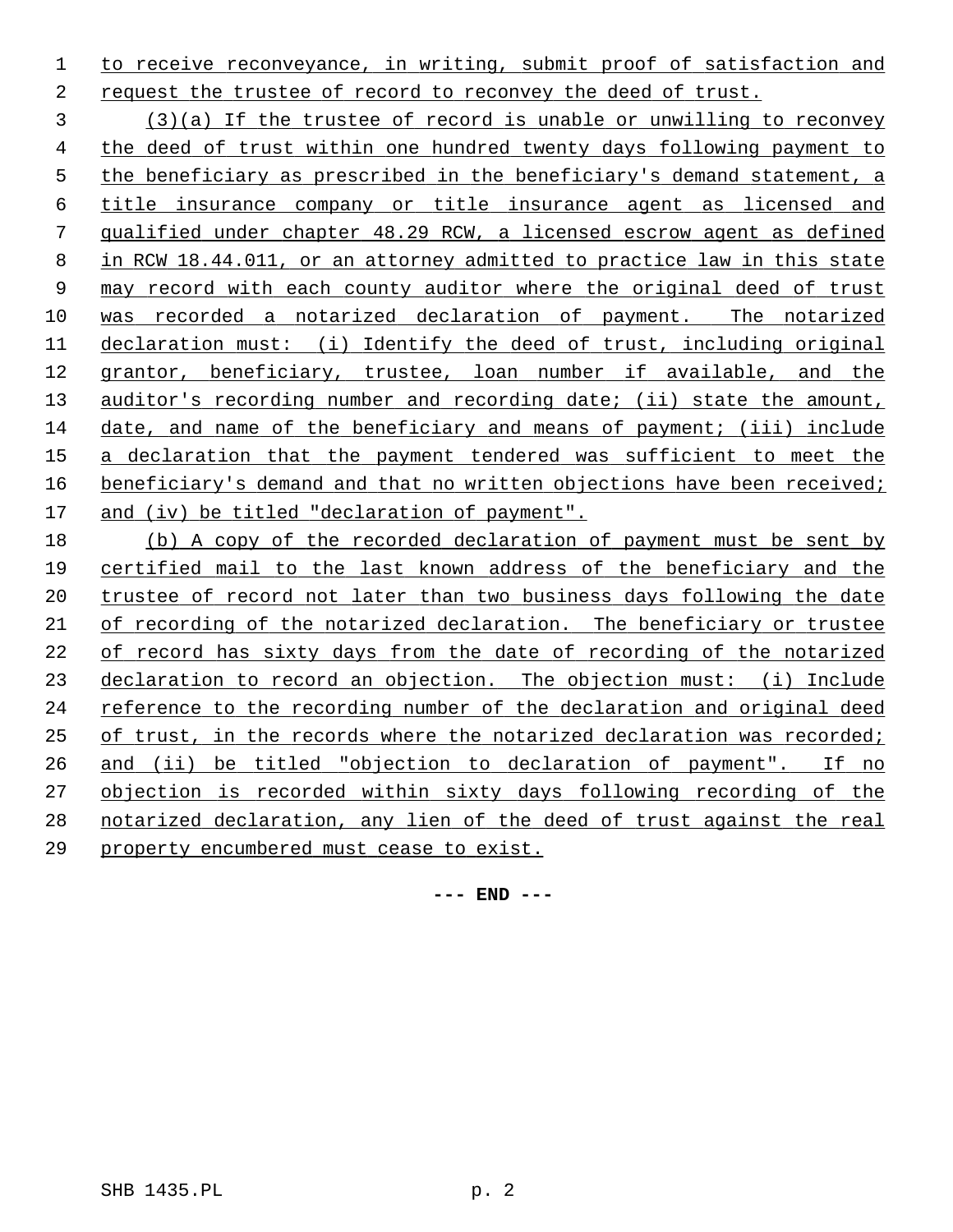to receive reconveyance, in writing, submit proof of satisfaction and request the trustee of record to reconvey the deed of trust.

(3)(a) If the trustee of record is unable or unwilling to reconvey the deed of trust within one hundred twenty days following payment to the beneficiary as prescribed in the beneficiary's demand statement, a title insurance company or title insurance agent as licensed and qualified under chapter 48.29 RCW, a licensed escrow agent as defined in RCW 18.44.011, or an attorney admitted to practice law in this state may record with each county auditor where the original deed of trust was recorded a notarized declaration of payment. The notarized declaration must: (i) Identify the deed of trust, including original grantor, beneficiary, trustee, loan number if available, and the auditor's recording number and recording date; (ii) state the amount, date, and name of the beneficiary and means of payment; (iii) include a declaration that the payment tendered was sufficient to meet the beneficiary's demand and that no written objections have been received; and (iv) be titled "declaration of payment".

(b) A copy of the recorded declaration of payment must be sent by certified mail to the last known address of the beneficiary and the trustee of record not later than two business days following the date of recording of the notarized declaration. The beneficiary or trustee of record has sixty days from the date of recording of the notarized declaration to record an objection. The objection must: (i) Include reference to the recording number of the declaration and original deed of trust, in the records where the notarized declaration was recorded; and (ii) be titled "objection to declaration of payment". If no objection is recorded within sixty days following recording of the notarized declaration, any lien of the deed of trust against the real property encumbered must cease to exist.

**--- END ---**